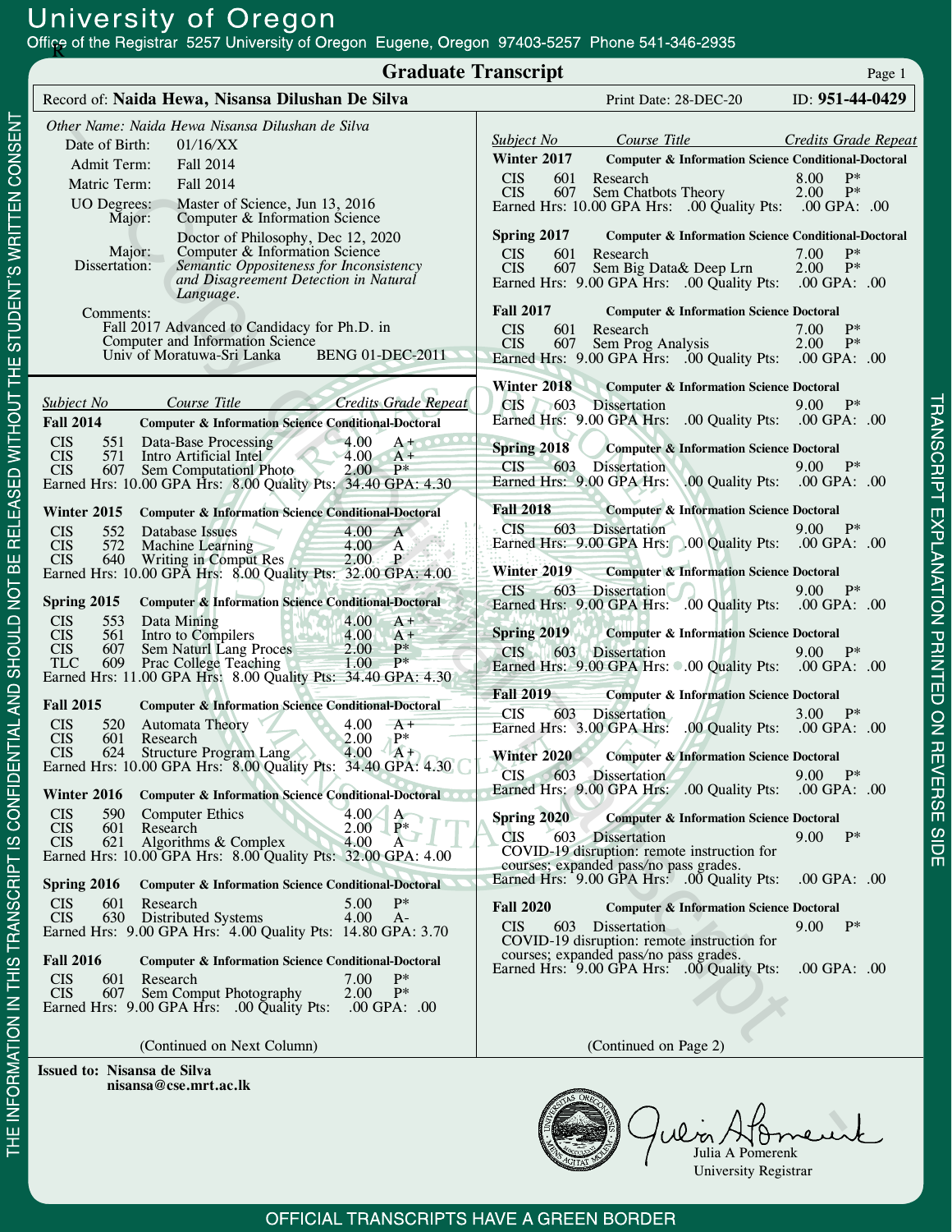# University of Oregon

Office of the Registrar 5257 University of Oregon Eugene, Oregon 97403-5257 Phone 541-346-2935

## Graduate Transcript

**Record of: Naida Hewa, Nisansa Dilushan De Silva** — Print Date: 28-DEC-20 — ID: **951-44-0429**

*Other Name: Naida Hewa Nisansa Dilushan de Silva*

Date of Birth: 01/16/XX
Admit Term: Fall 2014
Matric Term: Fall 2014
UO Degrees: Master of Science, Jun 13, 2016
Major: Computer & Information Science

Doctor of Philosophy, Dec 12, 2020
Major: Computer & Information Science
Dissertation: *Semantic Oppositeness for Inconsistency and Disagreement Detection in Natural Language.*

Comments:
Fall 2017 Advanced to Candidacy for Ph.D. in Computer and Information Science
Univ of Moratuwa-Sri Lanka BENG 01-DEC-2011

| Subject | No | Course Title | Credits | Grade | Repeat |
|---|---|---|---|---|---|
| **Fall 2014** | | **Computer & Information Science Conditional-Doctoral** | | | |
| CIS | 551 | Data-Base Processing | 4.00 | A+ | |
| CIS | 571 | Intro Artificial Intel | 4.00 | A+ | |
| CIS | 607 | Sem Computationl Photo | 2.00 | P* | |
| Earned Hrs: 10.00 GPA Hrs: 8.00 Quality Pts: 34.40 GPA: 4.30 | | | | | |
| **Winter 2015** | | **Computer & Information Science Conditional-Doctoral** | | | |
| CIS | 552 | Database Issues | 4.00 | A | |
| CIS | 572 | Machine Learning | 4.00 | A | |
| CIS | 640 | Writing in Comput Res | 2.00 | P | |
| Earned Hrs: 10.00 GPA Hrs: 8.00 Quality Pts: 32.00 GPA: 4.00 | | | | | |
| **Spring 2015** | | **Computer & Information Science Conditional-Doctoral** | | | |
| CIS | 553 | Data Mining | 4.00 | A+ | |
| CIS | 561 | Intro to Compilers | 4.00 | A+ | |
| CIS | 607 | Sem Naturl Lang Proces | 2.00 | P* | |
| TLC | 609 | Prac College Teaching | 1.00 | P* | |
| Earned Hrs: 11.00 GPA Hrs: 8.00 Quality Pts: 34.40 GPA: 4.30 | | | | | |
| **Fall 2015** | | **Computer & Information Science Conditional-Doctoral** | | | |
| CIS | 520 | Automata Theory | 4.00 | A+ | |
| CIS | 601 | Research | 2.00 | P* | |
| CIS | 624 | Structure Program Lang | 4.00 | A+ | |
| Earned Hrs: 10.00 GPA Hrs: 8.00 Quality Pts: 34.40 GPA: 4.30 | | | | | |
| **Winter 2016** | | **Computer & Information Science Conditional-Doctoral** | | | |
| CIS | 590 | Computer Ethics | 4.00 | A | |
| CIS | 601 | Research | 2.00 | P* | |
| CIS | 621 | Algorithms & Complex | 4.00 | A | |
| Earned Hrs: 10.00 GPA Hrs: 8.00 Quality Pts: 32.00 GPA: 4.00 | | | | | |
| **Spring 2016** | | **Computer & Information Science Conditional-Doctoral** | | | |
| CIS | 601 | Research | 5.00 | P* | |
| CIS | 630 | Distributed Systems | 4.00 | A- | |
| Earned Hrs: 9.00 GPA Hrs: 4.00 Quality Pts: 14.80 GPA: 3.70 | | | | | |
| **Fall 2016** | | **Computer & Information Science Conditional-Doctoral** | | | |
| CIS | 601 | Research | 7.00 | P* | |
| CIS | 607 | Sem Comput Photography | 2.00 | P* | |
| Earned Hrs: 9.00 GPA Hrs: .00 Quality Pts: .00 GPA: .00 | | | | | |
| **Winter 2017** | | **Computer & Information Science Conditional-Doctoral** | | | |
| CIS | 601 | Research | 8.00 | P* | |
| CIS | 607 | Sem Chatbots Theory | 2.00 | P* | |
| Earned Hrs: 10.00 GPA Hrs: .00 Quality Pts: .00 GPA: .00 | | | | | |
| **Spring 2017** | | **Computer & Information Science Conditional-Doctoral** | | | |
| CIS | 601 | Research | 7.00 | P* | |
| CIS | 607 | Sem Big Data& Deep Lrn | 2.00 | P* | |
| Earned Hrs: 9.00 GPA Hrs: .00 Quality Pts: .00 GPA: .00 | | | | | |
| **Fall 2017** | | **Computer & Information Science Doctoral** | | | |
| CIS | 601 | Research | 7.00 | P* | |
| CIS | 607 | Sem Prog Analysis | 2.00 | P* | |
| Earned Hrs: 9.00 GPA Hrs: .00 Quality Pts: .00 GPA: .00 | | | | | |
| **Winter 2018** | | **Computer & Information Science Doctoral** | | | |
| CIS | 603 | Dissertation | 9.00 | P* | |
| Earned Hrs: 9.00 GPA Hrs: .00 Quality Pts: .00 GPA: .00 | | | | | |
| **Spring 2018** | | **Computer & Information Science Doctoral** | | | |
| CIS | 603 | Dissertation | 9.00 | P* | |
| Earned Hrs: 9.00 GPA Hrs: .00 Quality Pts: .00 GPA: .00 | | | | | |
| **Fall 2018** | | **Computer & Information Science Doctoral** | | | |
| CIS | 603 | Dissertation | 9.00 | P* | |
| Earned Hrs: 9.00 GPA Hrs: .00 Quality Pts: .00 GPA: .00 | | | | | |
| **Winter 2019** | | **Computer & Information Science Doctoral** | | | |
| CIS | 603 | Dissertation | 9.00 | P* | |
| Earned Hrs: 9.00 GPA Hrs: .00 Quality Pts: .00 GPA: .00 | | | | | |
| **Spring 2019** | | **Computer & Information Science Doctoral** | | | |
| CIS | 603 | Dissertation | 9.00 | P* | |
| Earned Hrs: 9.00 GPA Hrs: .00 Quality Pts: .00 GPA: .00 | | | | | |
| **Fall 2019** | | **Computer & Information Science Doctoral** | | | |
| CIS | 603 | Dissertation | 3.00 | P* | |
| Earned Hrs: 3.00 GPA Hrs: .00 Quality Pts: .00 GPA: .00 | | | | | |
| **Winter 2020** | | **Computer & Information Science Doctoral** | | | |
| CIS | 603 | Dissertation | 9.00 | P* | |
| Earned Hrs: 9.00 GPA Hrs: .00 Quality Pts: .00 GPA: .00 | | | | | |
| **Spring 2020** | | **Computer & Information Science Doctoral** | | | |
| CIS | 603 | Dissertation | 9.00 | P* | |
| COVID-19 disruption: remote instruction for courses; expanded pass/no pass grades. | | | | | |
| Earned Hrs: 9.00 GPA Hrs: .00 Quality Pts: .00 GPA: .00 | | | | | |
| **Fall 2020** | | **Computer & Information Science Doctoral** | | | |
| CIS | 603 | Dissertation | 9.00 | P* | |
| COVID-19 disruption: remote instruction for courses; expanded pass/no pass grades. | | | | | |
| Earned Hrs: 9.00 GPA Hrs: .00 Quality Pts: .00 GPA: .00 | | | | | |

(Continued on Page 2)

**Issued to: Nisansa de Silva**
**nisansa@cse.mrt.ac.lk**

Julia A Pomerenk
University Registrar

THE INFORMATION IN THIS TRANSCRIPT IS CONFIDENTIAL AND SHOULD NOT BE RELEASED WITHOUT THE STUDENT'S WRITTEN CONSENT

TRANSCRIPT EXPLANATION PRINTED ON REVERSE SIDE

OFFICIAL TRANSCRIPTS HAVE A GREEN BORDER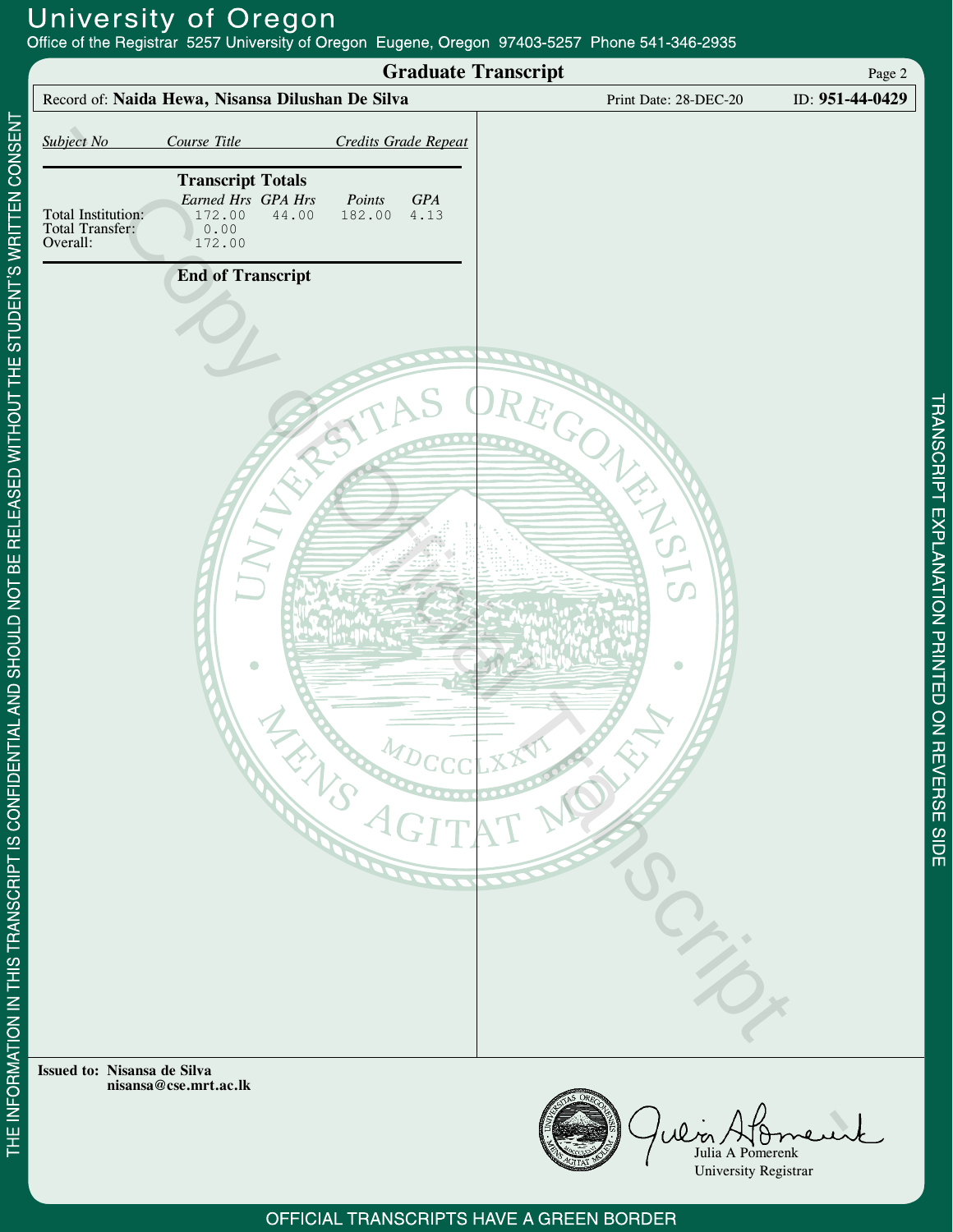# University of Oregon

Office of the Registrar 5257 University of Oregon Eugene, Oregon 97403-5257 Phone 541-346-2935

## Graduate Transcript

Record of: **Naida Hewa, Nisansa Dilushan De Silva** Print Date: 28-DEC-20 ID: **951-44-0429**

*Subject No* *Course Title* *Credits Grade Repeat*

### Transcript Totals

| | *Earned Hrs* | *GPA Hrs* | *Points* | *GPA* |
|---|---|---|---|---|
| Total Institution: | 172.00 | 44.00 | 182.00 | 4.13 |
| Total Transfer: | 0.00 | | | |
| Overall: | 172.00 | | | |

### End of Transcript

**Issued to: Nisansa de Silva**
**nisansa@cse.mrt.ac.lk**

Julia A Pomerenk
University Registrar

THE INFORMATION IN THIS TRANSCRIPT IS CONFIDENTIAL AND SHOULD NOT BE RELEASED WITHOUT THE STUDENT'S WRITTEN CONSENT

TRANSCRIPT EXPLANATION PRINTED ON REVERSE SIDE

OFFICIAL TRANSCRIPTS HAVE A GREEN BORDER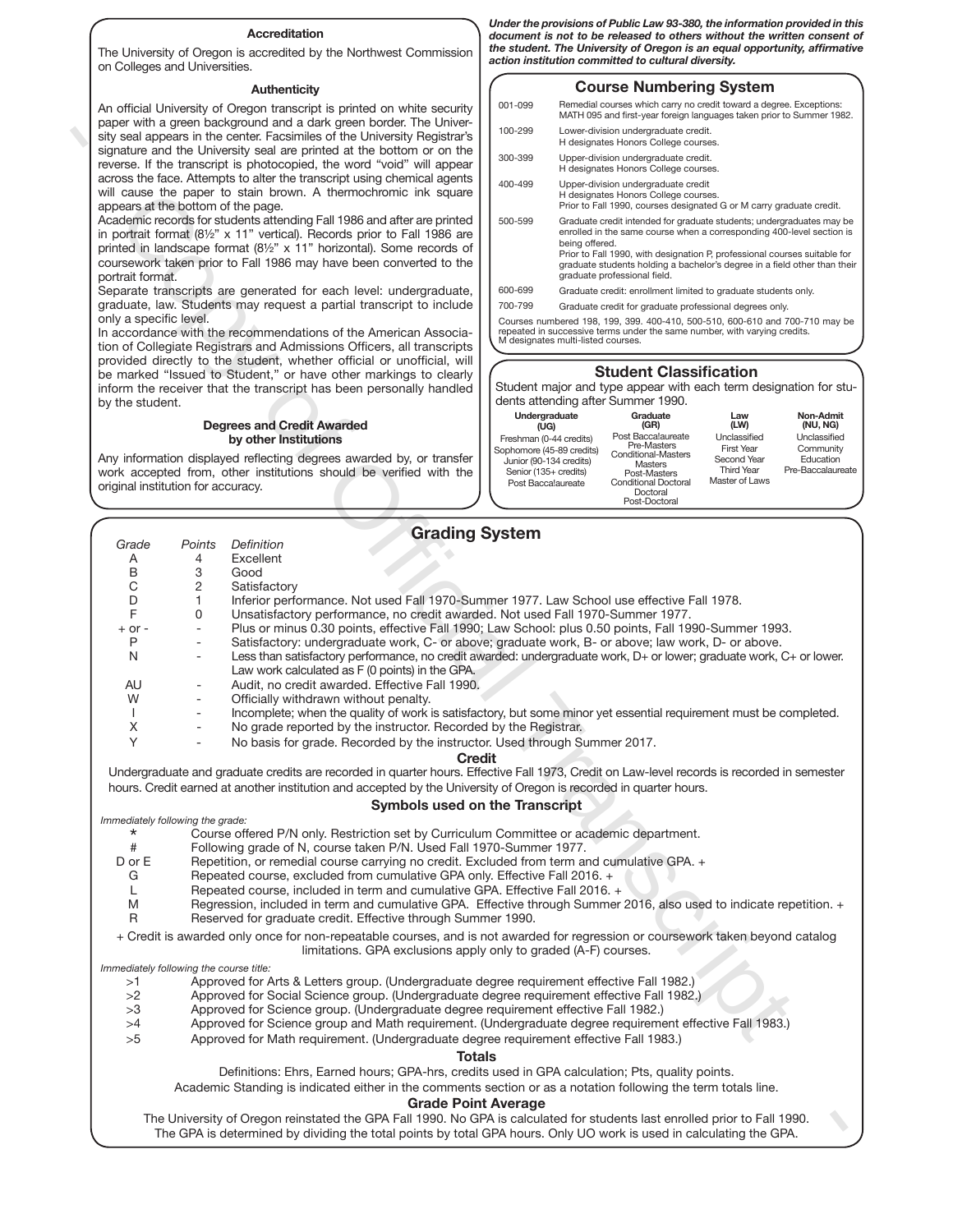### Accreditation

The University of Oregon is accredited by the Northwest Commission on Colleges and Universities.

### Authenticity

An official University of Oregon transcript is printed on white security paper with a green background and a dark green border. The University seal appears in the center. Facsimiles of the University Registrar's signature and the University seal are printed at the bottom or on the reverse. If the transcript is photocopied, the word "void" will appear across the face. Attempts to alter the transcript using chemical agents will cause the paper to stain brown. A thermochromic ink square appears at the bottom of the page.

Academic records for students attending Fall 1986 and after are printed in portrait format (8½" x 11" vertical). Records prior to Fall 1986 are printed in landscape format (8½" x 11" horizontal). Some records of coursework taken prior to Fall 1986 may have been converted to the portrait format.

Separate transcripts are generated for each level: undergraduate, graduate, law. Students may request a partial transcript to include only a specific level.

In accordance with the recommendations of the American Association of Collegiate Registrars and Admissions Officers, all transcripts provided directly to the student, whether official or unofficial, will be marked "Issued to Student," or have other markings to clearly inform the receiver that the transcript has been personally handled by the student.

### Degrees and Credit Awarded by other Institutions

Any information displayed reflecting degrees awarded by, or transfer work accepted from, other institutions should be verified with the original institution for accuracy.

***Under the provisions of Public Law 93-380, the information provided in this document is not to be released to others without the written consent of the student. The University of Oregon is an equal opportunity, affirmative action institution committed to cultural diversity.***

### Course Numbering System

| | |
|---|---|
| 001-099 | Remedial courses which carry no credit toward a degree. Exceptions: MATH 095 and first-year foreign languages taken prior to Summer 1982. |
| 100-299 | Lower-division undergraduate credit. H designates Honors College courses. |
| 300-399 | Upper-division undergraduate credit. H designates Honors College courses. |
| 400-499 | Upper-division undergraduate credit H designates Honors College courses. Prior to Fall 1990, courses designated G or M carry graduate credit. |
| 500-599 | Graduate credit intended for graduate students; undergraduates may be enrolled in the same course when a corresponding 400-level section is being offered. Prior to Fall 1990, with designation P, professional courses suitable for graduate students holding a bachelor's degree in a field other than their graduate professional field. |
| 600-699 | Graduate credit: enrollment limited to graduate students only. |
| 700-799 | Graduate credit for graduate professional degrees only. |

Courses numbered 198, 199, 399. 400-410, 500-510, 600-610 and 700-710 may be repeated in successive terms under the same number, with varying credits. M designates multi-listed courses.

### Student Classification

Student major and type appear with each term designation for students attending after Summer 1990.

| Undergraduate (UG) | Graduate (GR) | Law (LW) | Non-Admit (NU, NG) |
|---|---|---|---|
| Freshman (0-44 credits) | Post Baccalaureate | Unclassified | Unclassified |
| Sophomore (45-89 credits) | Pre-Masters | First Year | Community |
| Junior (90-134 credits) | Conditional-Masters | Second Year | Education |
| Senior (135+ credits) | Masters | Third Year | Pre-Baccalaureate |
| Post Baccalaureate | Post-Masters | Master of Laws | |
| | Conditional Doctoral | | |
| | Doctoral | | |
| | Post-Doctoral | | |

## Grading System

| *Grade* | *Points* | *Definition* |
|---|---|---|
| A | 4 | Excellent |
| B | 3 | Good |
| C | 2 | Satisfactory |
| D | 1 | Inferior performance. Not used Fall 1970-Summer 1977. Law School use effective Fall 1978. |
| F | 0 | Unsatisfactory performance, no credit awarded. Not used Fall 1970-Summer 1977. |
| + or - | - | Plus or minus 0.30 points, effective Fall 1990; Law School: plus 0.50 points, Fall 1990-Summer 1993. |
| P | - | Satisfactory: undergraduate work, C- or above; graduate work, B- or above; law work, D- or above. |
| N | - | Less than satisfactory performance, no credit awarded: undergraduate work, D+ or lower; graduate work, C+ or lower. Law work calculated as F (0 points) in the GPA. |
| AU | - | Audit, no credit awarded. Effective Fall 1990. |
| W | - | Officially withdrawn without penalty. |
| I | - | Incomplete; when the quality of work is satisfactory, but some minor yet essential requirement must be completed. |
| X | - | No grade reported by the instructor. Recorded by the Registrar. |
| Y | - | No basis for grade. Recorded by the instructor. Used through Summer 2017. |

### Credit

Undergraduate and graduate credits are recorded in quarter hours. Effective Fall 1973, Credit on Law-level records is recorded in semester hours. Credit earned at another institution and accepted by the University of Oregon is recorded in quarter hours.

### Symbols used on the Transcript

*Immediately following the grade:*

| | |
|---|---|
| * | Course offered P/N only. Restriction set by Curriculum Committee or academic department. |
| # | Following grade of N, course taken P/N. Used Fall 1970-Summer 1977. |
| D or E | Repetition, or remedial course carrying no credit. Excluded from term and cumulative GPA. + |
| G | Repeated course, excluded from cumulative GPA only. Effective Fall 2016. + |
| L | Repeated course, included in term and cumulative GPA. Effective Fall 2016. + |
| M | Regression, included in term and cumulative GPA. Effective through Summer 2016, also used to indicate repetition. + |
| R | Reserved for graduate credit. Effective through Summer 1990. |

+ Credit is awarded only once for non-repeatable courses, and is not awarded for regression or coursework taken beyond catalog limitations. GPA exclusions apply only to graded (A-F) courses.

*Immediately following the course title:*

| | |
|---|---|
| >1 | Approved for Arts & Letters group. (Undergraduate degree requirement effective Fall 1982.) |
| >2 | Approved for Social Science group. (Undergraduate degree requirement effective Fall 1982.) |
| >3 | Approved for Science group. (Undergraduate degree requirement effective Fall 1982.) |
| >4 | Approved for Science group and Math requirement. (Undergraduate degree requirement effective Fall 1983.) |
| >5 | Approved for Math requirement. (Undergraduate degree requirement effective Fall 1983.) |

### Totals

Definitions: Ehrs, Earned hours; GPA-hrs, credits used in GPA calculation; Pts, quality points.

Academic Standing is indicated either in the comments section or as a notation following the term totals line.

### Grade Point Average

The University of Oregon reinstated the GPA Fall 1990. No GPA is calculated for students last enrolled prior to Fall 1990. The GPA is determined by dividing the total points by total GPA hours. Only UO work is used in calculating the GPA.